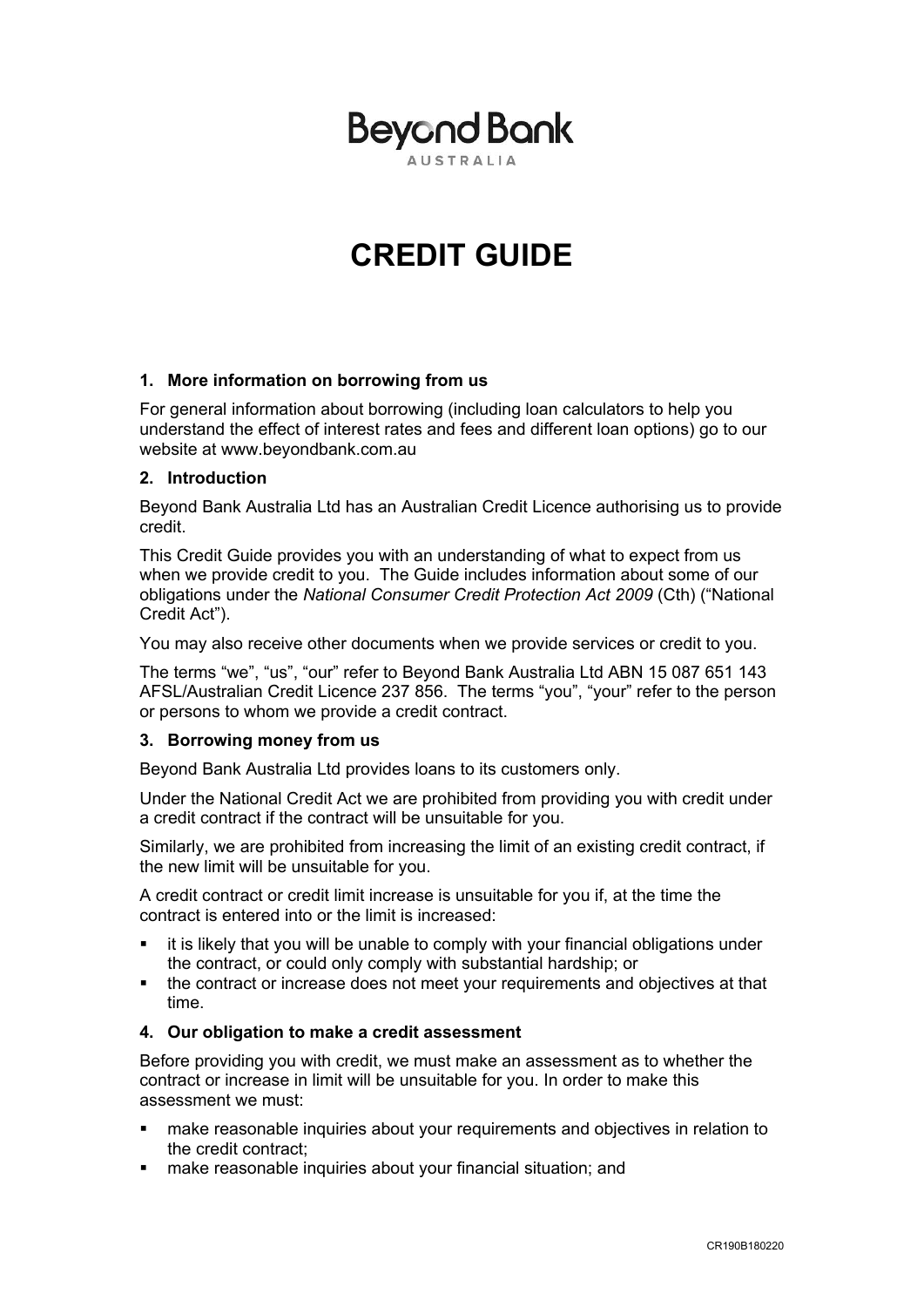Beyond Bank

AUSTRALIA

# CREDIT GUIDE

### 1. More information on borrowing from us

For general information about borrowing (including loan calculators to help you understand the effect of interest rates and fees and different loan options) go to our website at www.beyondbank.com.au

### 2. Introduction

Beyond Bank Australia Ltd has an Australian Credit Licence authorising us to provide credit.

This Credit Guide provides you with an understanding of what to expect from us when we provide credit to you. The Guide includes information about some of our obligations under the *National Consumer Credit Protection Act 2009* (Cth) ("National Credit Act").

You may also receive other documents when we provide services or credit to you.

The terms "we", "us", "our" refer to Beyond Bank Australia Ltd ABN 15 087 651 143 AFSL/Australian Credit Licence 237 856. The terms "you", "your" refer to the person or persons to whom we provide a credit contract.

### 3. Borrowing money from us

Beyond Bank Australia Ltd provides loans to its customers only.

Under the National Credit Act we are prohibited from providing you with credit under a credit contract if the contract will be unsuitable for you.

Similarly, we are prohibited from increasing the limit of an existing credit contract, if the new limit will be unsuitable for you.

A credit contract or credit limit increase is unsuitable for you if, at the time the contract is entered into or the limit is increased:

- it is likely that you will be unable to comply with your financial obligations under the contract, or could only comply with substantial hardship; or
- the contract or increase does not meet your requirements and objectives at that time.

### 4. Our obligation to make a credit assessment

Before providing you with credit, we must make an assessment as to whether the contract or increase in limit will be unsuitable for you. In order to make this assessment we must:

- make reasonable inquiries about your requirements and objectives in relation to the credit contract;
- make reasonable inquiries about your financial situation; and

CR190B180220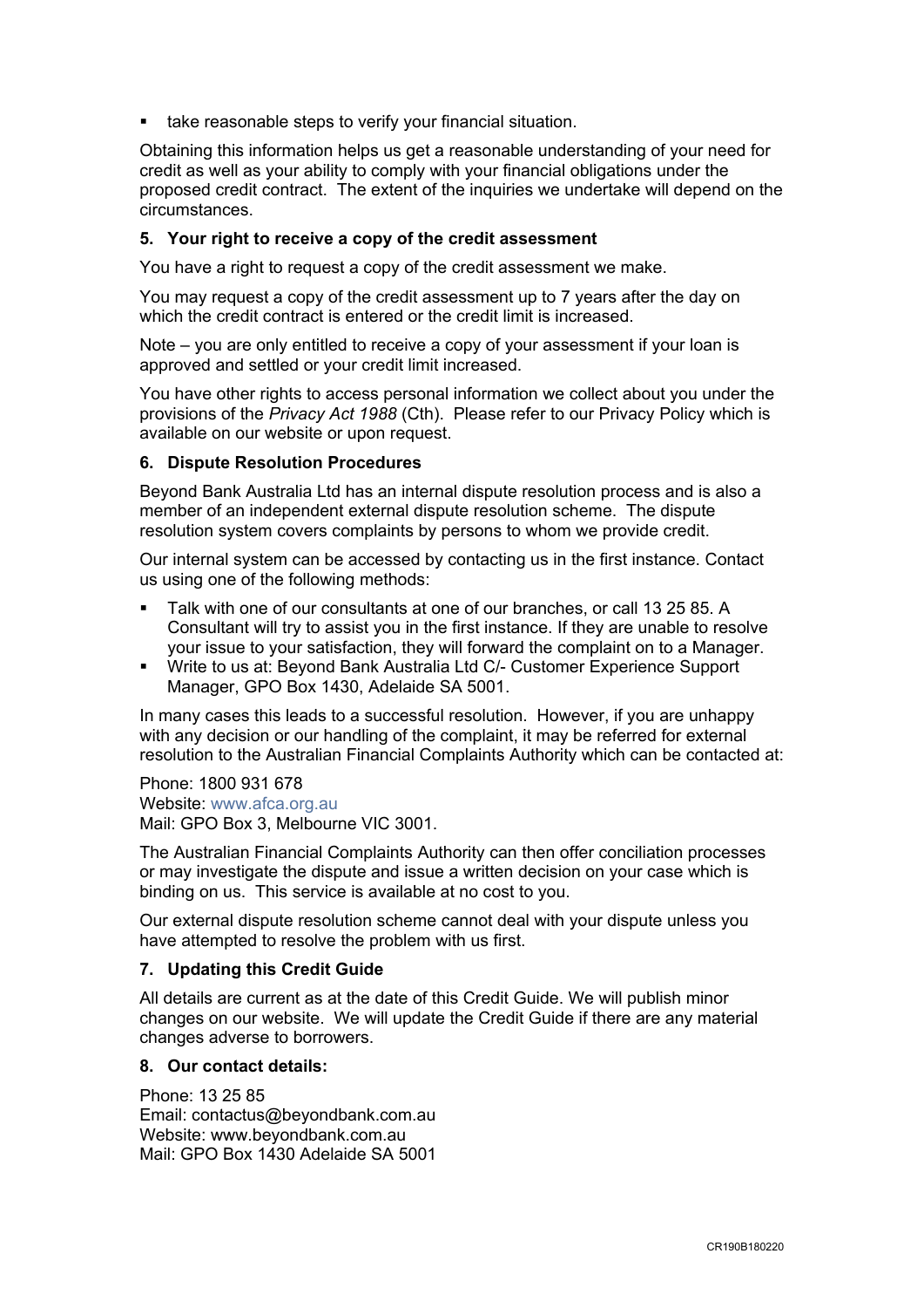- take reasonable steps to verify your financial situation.

Obtaining this information helps us get a reasonable understanding of your need for credit as well as your ability to comply with your financial obligations under the proposed credit contract. The extent of the inquiries we undertake will depend on the circumstances.

**5. Your right to receive a copy of the credit assessment**

You have a right to request a copy of the credit assessment we make.

You may request a copy of the credit assessment up to 7 years after the day on which the credit contract is entered or the credit limit is increased.

Note – you are only entitled to receive a copy of your assessment if your loan is approved and settled or your credit limit increased.

You have other rights to access personal information we collect about you under the provisions of the *Privacy Act 1988* (Cth). Please refer to our Privacy Policy which is available on our website or upon request.

**6. Dispute Resolution Procedures**

Beyond Bank Australia Ltd has an internal dispute resolution process and is also a member of an independent external dispute resolution scheme. The dispute resolution system covers complaints by persons to whom we provide credit.

Our internal system can be accessed by contacting us in the first instance. Contact us using one of the following methods:

- Talk with one of our consultants at one of our branches, or call 13 25 85. A Consultant will try to assist you in the first instance. If they are unable to resolve your issue to your satisfaction, they will forward the complaint on to a Manager.
- Write to us at: Beyond Bank Australia Ltd C/- Customer Experience Support Manager, GPO Box 1430, Adelaide SA 5001.

In many cases this leads to a successful resolution. However, if you are unhappy with any decision or our handling of the complaint, it may be referred for external resolution to the Australian Financial Complaints Authority which can be contacted at:

Phone: 1800 931 678
Website: www.afca.org.au
Mail: GPO Box 3, Melbourne VIC 3001.

The Australian Financial Complaints Authority can then offer conciliation processes or may investigate the dispute and issue a written decision on your case which is binding on us. This service is available at no cost to you.

Our external dispute resolution scheme cannot deal with your dispute unless you have attempted to resolve the problem with us first.

**7. Updating this Credit Guide**

All details are current as at the date of this Credit Guide. We will publish minor changes on our website. We will update the Credit Guide if there are any material changes adverse to borrowers.

**8. Our contact details:**

Phone: 13 25 85
Email: contactus@beyondbank.com.au
Website: www.beyondbank.com.au
Mail: GPO Box 1430 Adelaide SA 5001

CR190B180220